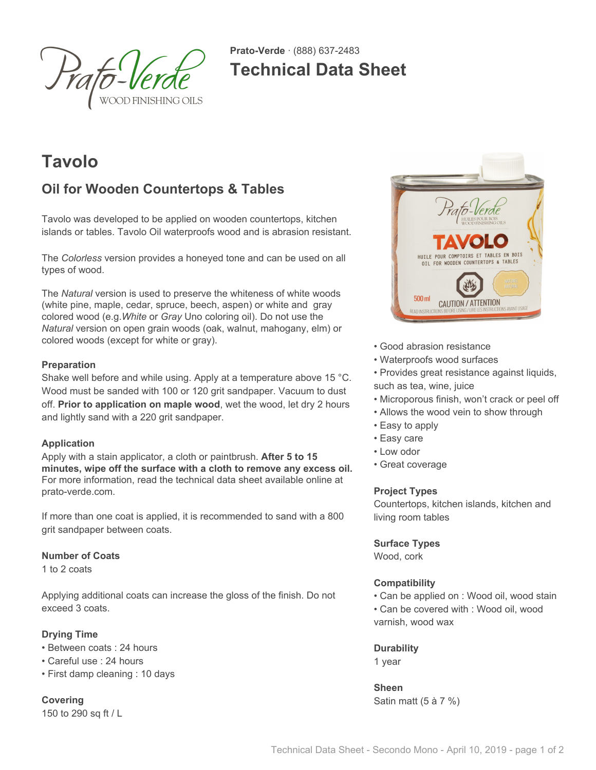**Prato-Verde** · (888) 637-2483

# Technical Data Sheet

## Tavolo

### Oil for Wooden Countertops & Tables

Tavolo was developed to be applied on wooden countertops, kitchen islands or tables. Tavolo Oil waterproofs wood and is abrasion resistant.

The *Colorless* version provides a honeyed tone and can be used on all types of wood.

The *Natural* version is used to preserve the whiteness of white woods (white pine, maple, cedar, spruce, beech, aspen) or white and gray colored wood (e.g.*White* or *Gray* Uno coloring oil). Do not use the *Natural* version on open grain woods (oak, walnut, mahogany, elm) or colored woods (except for white or gray).

**Preparation**

Shake well before and while using. Apply at a temperature above 15 °C. Wood must be sanded with 100 or 120 grit sandpaper. Vacuum to dust off. **Prior to application on maple wood**, wet the wood, let dry 2 hours and lightly sand with a 220 grit sandpaper.

**Application**

Apply with a stain applicator, a cloth or paintbrush. **After 5 to 15 minutes, wipe off the surface with a cloth to remove any excess oil.** For more information, read the technical data sheet available online at prato-verde.com.

If more than one coat is applied, it is recommended to sand with a 800 grit sandpaper between coats.

**Number of Coats**

1 to 2 coats

Applying additional coats can increase the gloss of the finish. Do not exceed 3 coats.

**Drying Time**

- Between coats : 24 hours
- Careful use : 24 hours
- First damp cleaning : 10 days

**Covering**

150 to 290 sq ft / L

- Good abrasion resistance
- Waterproofs wood surfaces
- Provides great resistance against liquids, such as tea, wine, juice
- Microporous finish, won't crack or peel off
- Allows the wood vein to show through
- Easy to apply
- Easy care
- Low odor
- Great coverage

**Project Types**

Countertops, kitchen islands, kitchen and living room tables

**Surface Types**

Wood, cork

**Compatibility**

- Can be applied on : Wood oil, wood stain
- Can be covered with : Wood oil, wood varnish, wood wax

**Durability**

1 year

**Sheen**

Satin matt (5 à 7 %)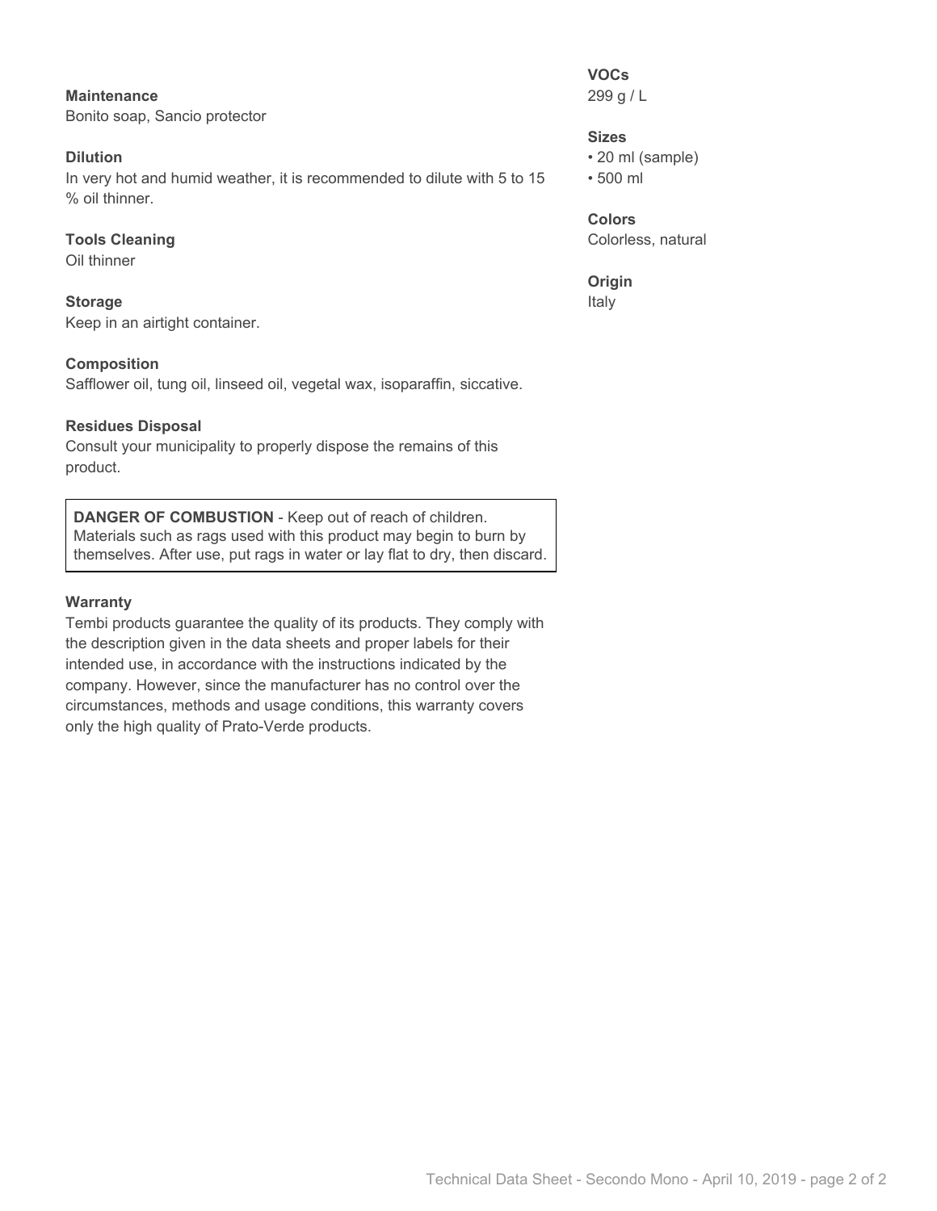**Maintenance**
Bonito soap, Sancio protector

**Dilution**
In very hot and humid weather, it is recommended to dilute with 5 to 15 % oil thinner.

**Tools Cleaning**
Oil thinner

**Storage**
Keep in an airtight container.

**Composition**
Safflower oil, tung oil, linseed oil, vegetal wax, isoparaffin, siccative.

**Residues Disposal**
Consult your municipality to properly dispose the remains of this product.

**DANGER OF COMBUSTION** - Keep out of reach of children. Materials such as rags used with this product may begin to burn by themselves. After use, put rags in water or lay flat to dry, then discard.

**Warranty**
Tembi products guarantee the quality of its products. They comply with the description given in the data sheets and proper labels for their intended use, in accordance with the instructions indicated by the company. However, since the manufacturer has no control over the circumstances, methods and usage conditions, this warranty covers only the high quality of Prato-Verde products.

**VOCs**
299 g / L

**Sizes**
- 20 ml (sample)
- 500 ml

**Colors**
Colorless, natural

**Origin**
Italy